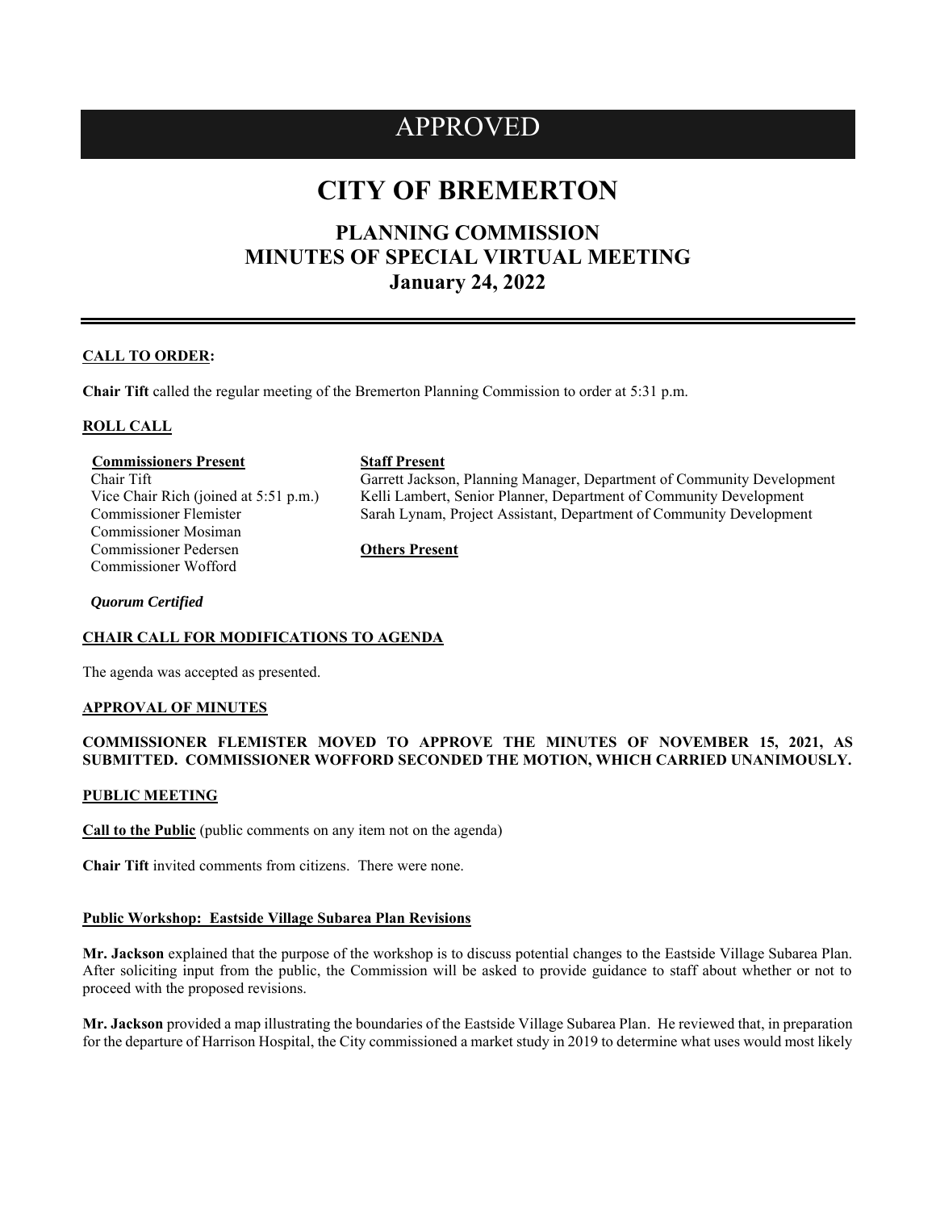# APPROVED

# CITY OF BREMERTON

## PLANNING COMMISSION
## MINUTES OF SPECIAL VIRTUAL MEETING
## January 24, 2022

**CALL TO ORDER:**

**Chair Tift** called the regular meeting of the Bremerton Planning Commission to order at 5:31 p.m.

**ROLL CALL**

**Commissioners Present**
Chair Tift
Vice Chair Rich (joined at 5:51 p.m.)
Commissioner Flemister
Commissioner Mosiman
Commissioner Pedersen
Commissioner Wofford

**Staff Present**
Garrett Jackson, Planning Manager, Department of Community Development
Kelli Lambert, Senior Planner, Department of Community Development
Sarah Lynam, Project Assistant, Department of Community Development

**Others Present**

***Quorum Certified***

**CHAIR CALL FOR MODIFICATIONS TO AGENDA**

The agenda was accepted as presented.

**APPROVAL OF MINUTES**

**COMMISSIONER FLEMISTER MOVED TO APPROVE THE MINUTES OF NOVEMBER 15, 2021, AS SUBMITTED. COMMISSIONER WOFFORD SECONDED THE MOTION, WHICH CARRIED UNANIMOUSLY.**

**PUBLIC MEETING**

**Call to the Public** (public comments on any item not on the agenda)

**Chair Tift** invited comments from citizens. There were none.

**Public Workshop: Eastside Village Subarea Plan Revisions**

**Mr. Jackson** explained that the purpose of the workshop is to discuss potential changes to the Eastside Village Subarea Plan. After soliciting input from the public, the Commission will be asked to provide guidance to staff about whether or not to proceed with the proposed revisions.

**Mr. Jackson** provided a map illustrating the boundaries of the Eastside Village Subarea Plan. He reviewed that, in preparation for the departure of Harrison Hospital, the City commissioned a market study in 2019 to determine what uses would most likely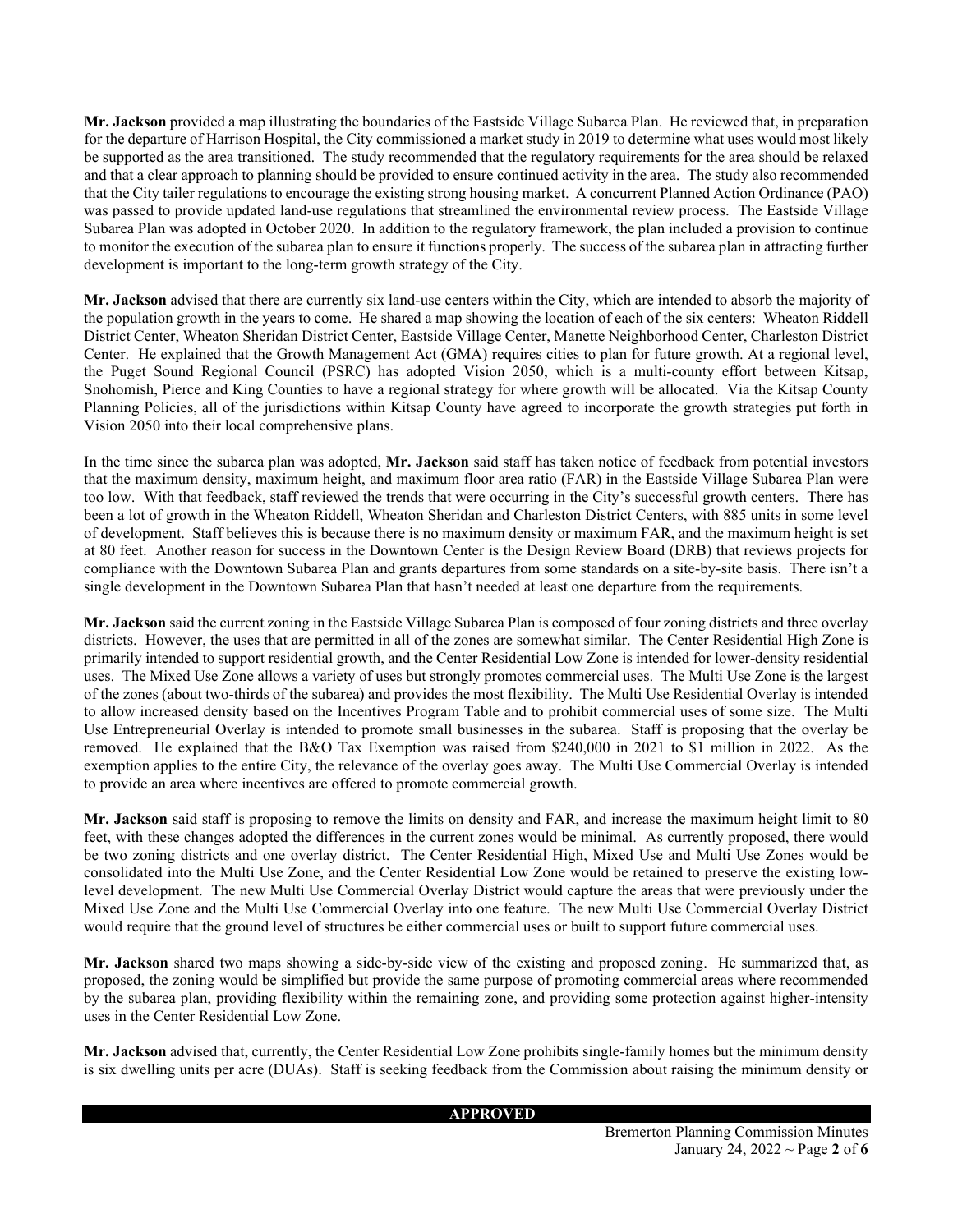**Mr. Jackson** provided a map illustrating the boundaries of the Eastside Village Subarea Plan. He reviewed that, in preparation for the departure of Harrison Hospital, the City commissioned a market study in 2019 to determine what uses would most likely be supported as the area transitioned. The study recommended that the regulatory requirements for the area should be relaxed and that a clear approach to planning should be provided to ensure continued activity in the area. The study also recommended that the City tailer regulations to encourage the existing strong housing market. A concurrent Planned Action Ordinance (PAO) was passed to provide updated land-use regulations that streamlined the environmental review process. The Eastside Village Subarea Plan was adopted in October 2020. In addition to the regulatory framework, the plan included a provision to continue to monitor the execution of the subarea plan to ensure it functions properly. The success of the subarea plan in attracting further development is important to the long-term growth strategy of the City.

**Mr. Jackson** advised that there are currently six land-use centers within the City, which are intended to absorb the majority of the population growth in the years to come. He shared a map showing the location of each of the six centers: Wheaton Riddell District Center, Wheaton Sheridan District Center, Eastside Village Center, Manette Neighborhood Center, Charleston District Center. He explained that the Growth Management Act (GMA) requires cities to plan for future growth. At a regional level, the Puget Sound Regional Council (PSRC) has adopted Vision 2050, which is a multi-county effort between Kitsap, Snohomish, Pierce and King Counties to have a regional strategy for where growth will be allocated. Via the Kitsap County Planning Policies, all of the jurisdictions within Kitsap County have agreed to incorporate the growth strategies put forth in Vision 2050 into their local comprehensive plans.

In the time since the subarea plan was adopted, **Mr. Jackson** said staff has taken notice of feedback from potential investors that the maximum density, maximum height, and maximum floor area ratio (FAR) in the Eastside Village Subarea Plan were too low. With that feedback, staff reviewed the trends that were occurring in the City's successful growth centers. There has been a lot of growth in the Wheaton Riddell, Wheaton Sheridan and Charleston District Centers, with 885 units in some level of development. Staff believes this is because there is no maximum density or maximum FAR, and the maximum height is set at 80 feet. Another reason for success in the Downtown Center is the Design Review Board (DRB) that reviews projects for compliance with the Downtown Subarea Plan and grants departures from some standards on a site-by-site basis. There isn't a single development in the Downtown Subarea Plan that hasn't needed at least one departure from the requirements.

**Mr. Jackson** said the current zoning in the Eastside Village Subarea Plan is composed of four zoning districts and three overlay districts. However, the uses that are permitted in all of the zones are somewhat similar. The Center Residential High Zone is primarily intended to support residential growth, and the Center Residential Low Zone is intended for lower-density residential uses. The Mixed Use Zone allows a variety of uses but strongly promotes commercial uses. The Multi Use Zone is the largest of the zones (about two-thirds of the subarea) and provides the most flexibility. The Multi Use Residential Overlay is intended to allow increased density based on the Incentives Program Table and to prohibit commercial uses of some size. The Multi Use Entrepreneurial Overlay is intended to promote small businesses in the subarea. Staff is proposing that the overlay be removed. He explained that the B&O Tax Exemption was raised from $240,000 in 2021 to $1 million in 2022. As the exemption applies to the entire City, the relevance of the overlay goes away. The Multi Use Commercial Overlay is intended to provide an area where incentives are offered to promote commercial growth.

**Mr. Jackson** said staff is proposing to remove the limits on density and FAR, and increase the maximum height limit to 80 feet, with these changes adopted the differences in the current zones would be minimal. As currently proposed, there would be two zoning districts and one overlay district. The Center Residential High, Mixed Use and Multi Use Zones would be consolidated into the Multi Use Zone, and the Center Residential Low Zone would be retained to preserve the existing low-level development. The new Multi Use Commercial Overlay District would capture the areas that were previously under the Mixed Use Zone and the Multi Use Commercial Overlay into one feature. The new Multi Use Commercial Overlay District would require that the ground level of structures be either commercial uses or built to support future commercial uses.

**Mr. Jackson** shared two maps showing a side-by-side view of the existing and proposed zoning. He summarized that, as proposed, the zoning would be simplified but provide the same purpose of promoting commercial areas where recommended by the subarea plan, providing flexibility within the remaining zone, and providing some protection against higher-intensity uses in the Center Residential Low Zone.

**Mr. Jackson** advised that, currently, the Center Residential Low Zone prohibits single-family homes but the minimum density is six dwelling units per acre (DUAs). Staff is seeking feedback from the Commission about raising the minimum density or

**APPROVED**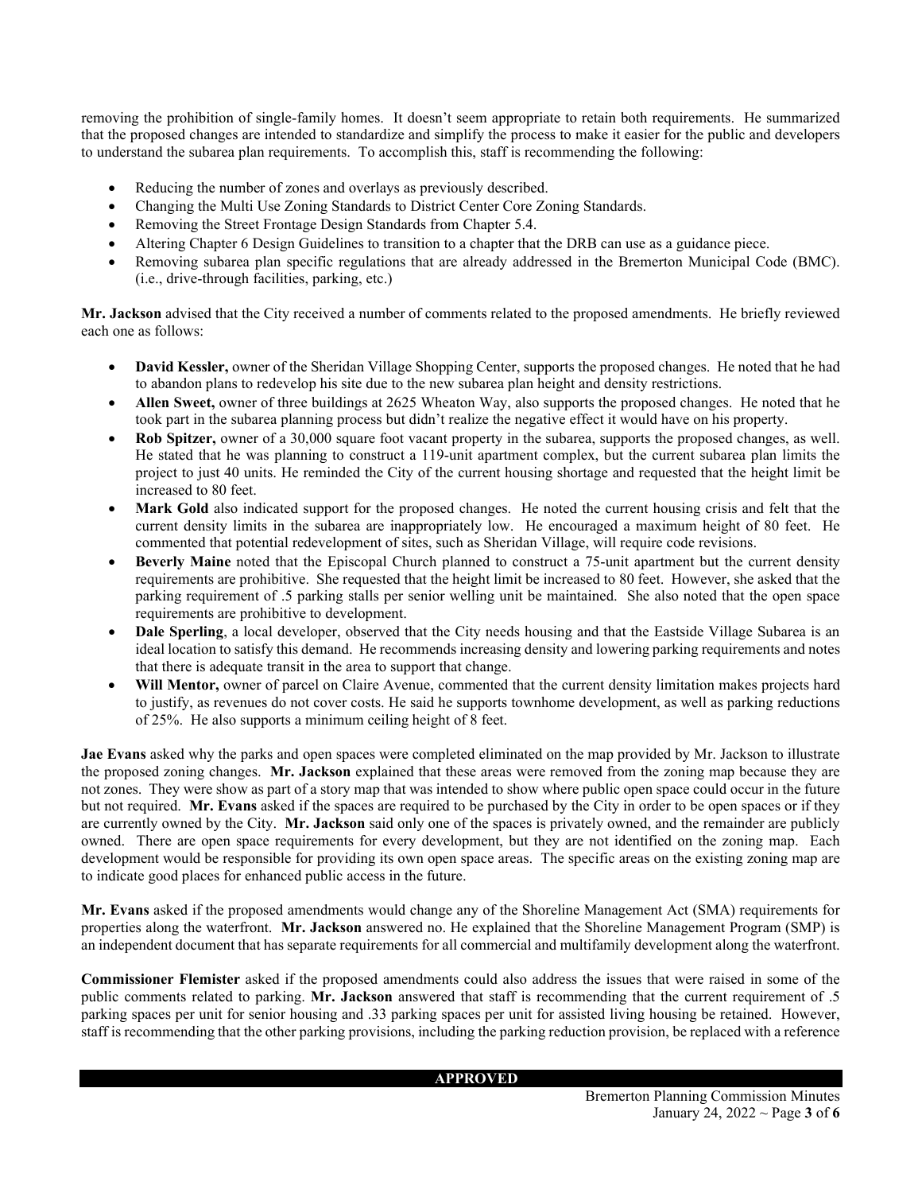removing the prohibition of single-family homes. It doesn't seem appropriate to retain both requirements. He summarized that the proposed changes are intended to standardize and simplify the process to make it easier for the public and developers to understand the subarea plan requirements. To accomplish this, staff is recommending the following:

- Reducing the number of zones and overlays as previously described.
- Changing the Multi Use Zoning Standards to District Center Core Zoning Standards.
- Removing the Street Frontage Design Standards from Chapter 5.4.
- Altering Chapter 6 Design Guidelines to transition to a chapter that the DRB can use as a guidance piece.
- Removing subarea plan specific regulations that are already addressed in the Bremerton Municipal Code (BMC). (i.e., drive-through facilities, parking, etc.)

**Mr. Jackson** advised that the City received a number of comments related to the proposed amendments. He briefly reviewed each one as follows:

- **David Kessler,** owner of the Sheridan Village Shopping Center, supports the proposed changes. He noted that he had to abandon plans to redevelop his site due to the new subarea plan height and density restrictions.
- **Allen Sweet,** owner of three buildings at 2625 Wheaton Way, also supports the proposed changes. He noted that he took part in the subarea planning process but didn't realize the negative effect it would have on his property.
- **Rob Spitzer,** owner of a 30,000 square foot vacant property in the subarea, supports the proposed changes, as well. He stated that he was planning to construct a 119-unit apartment complex, but the current subarea plan limits the project to just 40 units. He reminded the City of the current housing shortage and requested that the height limit be increased to 80 feet.
- **Mark Gold** also indicated support for the proposed changes. He noted the current housing crisis and felt that the current density limits in the subarea are inappropriately low. He encouraged a maximum height of 80 feet. He commented that potential redevelopment of sites, such as Sheridan Village, will require code revisions.
- **Beverly Maine** noted that the Episcopal Church planned to construct a 75-unit apartment but the current density requirements are prohibitive. She requested that the height limit be increased to 80 feet. However, she asked that the parking requirement of .5 parking stalls per senior welling unit be maintained. She also noted that the open space requirements are prohibitive to development.
- **Dale Sperling**, a local developer, observed that the City needs housing and that the Eastside Village Subarea is an ideal location to satisfy this demand. He recommends increasing density and lowering parking requirements and notes that there is adequate transit in the area to support that change.
- **Will Mentor,** owner of parcel on Claire Avenue, commented that the current density limitation makes projects hard to justify, as revenues do not cover costs. He said he supports townhome development, as well as parking reductions of 25%. He also supports a minimum ceiling height of 8 feet.

**Jae Evans** asked why the parks and open spaces were completed eliminated on the map provided by Mr. Jackson to illustrate the proposed zoning changes. **Mr. Jackson** explained that these areas were removed from the zoning map because they are not zones. They were show as part of a story map that was intended to show where public open space could occur in the future but not required. **Mr. Evans** asked if the spaces are required to be purchased by the City in order to be open spaces or if they are currently owned by the City. **Mr. Jackson** said only one of the spaces is privately owned, and the remainder are publicly owned. There are open space requirements for every development, but they are not identified on the zoning map. Each development would be responsible for providing its own open space areas. The specific areas on the existing zoning map are to indicate good places for enhanced public access in the future.

**Mr. Evans** asked if the proposed amendments would change any of the Shoreline Management Act (SMA) requirements for properties along the waterfront. **Mr. Jackson** answered no. He explained that the Shoreline Management Program (SMP) is an independent document that has separate requirements for all commercial and multifamily development along the waterfront.

**Commissioner Flemister** asked if the proposed amendments could also address the issues that were raised in some of the public comments related to parking. **Mr. Jackson** answered that staff is recommending that the current requirement of .5 parking spaces per unit for senior housing and .33 parking spaces per unit for assisted living housing be retained. However, staff is recommending that the other parking provisions, including the parking reduction provision, be replaced with a reference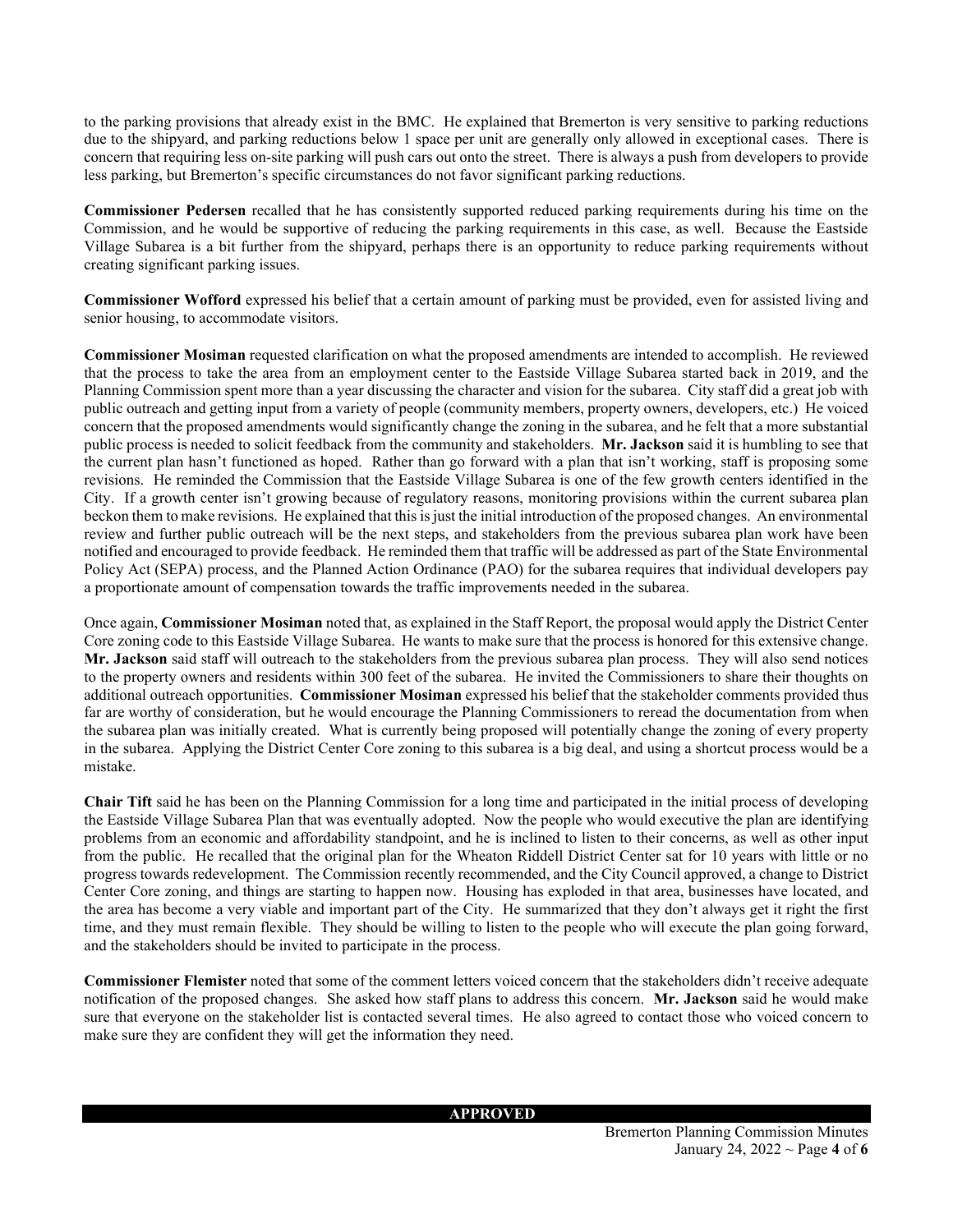to the parking provisions that already exist in the BMC. He explained that Bremerton is very sensitive to parking reductions due to the shipyard, and parking reductions below 1 space per unit are generally only allowed in exceptional cases. There is concern that requiring less on-site parking will push cars out onto the street. There is always a push from developers to provide less parking, but Bremerton's specific circumstances do not favor significant parking reductions.

**Commissioner Pedersen** recalled that he has consistently supported reduced parking requirements during his time on the Commission, and he would be supportive of reducing the parking requirements in this case, as well. Because the Eastside Village Subarea is a bit further from the shipyard, perhaps there is an opportunity to reduce parking requirements without creating significant parking issues.

**Commissioner Wofford** expressed his belief that a certain amount of parking must be provided, even for assisted living and senior housing, to accommodate visitors.

**Commissioner Mosiman** requested clarification on what the proposed amendments are intended to accomplish. He reviewed that the process to take the area from an employment center to the Eastside Village Subarea started back in 2019, and the Planning Commission spent more than a year discussing the character and vision for the subarea. City staff did a great job with public outreach and getting input from a variety of people (community members, property owners, developers, etc.) He voiced concern that the proposed amendments would significantly change the zoning in the subarea, and he felt that a more substantial public process is needed to solicit feedback from the community and stakeholders. **Mr. Jackson** said it is humbling to see that the current plan hasn't functioned as hoped. Rather than go forward with a plan that isn't working, staff is proposing some revisions. He reminded the Commission that the Eastside Village Subarea is one of the few growth centers identified in the City. If a growth center isn't growing because of regulatory reasons, monitoring provisions within the current subarea plan beckon them to make revisions. He explained that this is just the initial introduction of the proposed changes. An environmental review and further public outreach will be the next steps, and stakeholders from the previous subarea plan work have been notified and encouraged to provide feedback. He reminded them that traffic will be addressed as part of the State Environmental Policy Act (SEPA) process, and the Planned Action Ordinance (PAO) for the subarea requires that individual developers pay a proportionate amount of compensation towards the traffic improvements needed in the subarea.

Once again, **Commissioner Mosiman** noted that, as explained in the Staff Report, the proposal would apply the District Center Core zoning code to this Eastside Village Subarea. He wants to make sure that the process is honored for this extensive change. **Mr. Jackson** said staff will outreach to the stakeholders from the previous subarea plan process. They will also send notices to the property owners and residents within 300 feet of the subarea. He invited the Commissioners to share their thoughts on additional outreach opportunities. **Commissioner Mosiman** expressed his belief that the stakeholder comments provided thus far are worthy of consideration, but he would encourage the Planning Commissioners to reread the documentation from when the subarea plan was initially created. What is currently being proposed will potentially change the zoning of every property in the subarea. Applying the District Center Core zoning to this subarea is a big deal, and using a shortcut process would be a mistake.

**Chair Tift** said he has been on the Planning Commission for a long time and participated in the initial process of developing the Eastside Village Subarea Plan that was eventually adopted. Now the people who would executive the plan are identifying problems from an economic and affordability standpoint, and he is inclined to listen to their concerns, as well as other input from the public. He recalled that the original plan for the Wheaton Riddell District Center sat for 10 years with little or no progress towards redevelopment. The Commission recently recommended, and the City Council approved, a change to District Center Core zoning, and things are starting to happen now. Housing has exploded in that area, businesses have located, and the area has become a very viable and important part of the City. He summarized that they don't always get it right the first time, and they must remain flexible. They should be willing to listen to the people who will execute the plan going forward, and the stakeholders should be invited to participate in the process.

**Commissioner Flemister** noted that some of the comment letters voiced concern that the stakeholders didn't receive adequate notification of the proposed changes. She asked how staff plans to address this concern. **Mr. Jackson** said he would make sure that everyone on the stakeholder list is contacted several times. He also agreed to contact those who voiced concern to make sure they are confident they will get the information they need.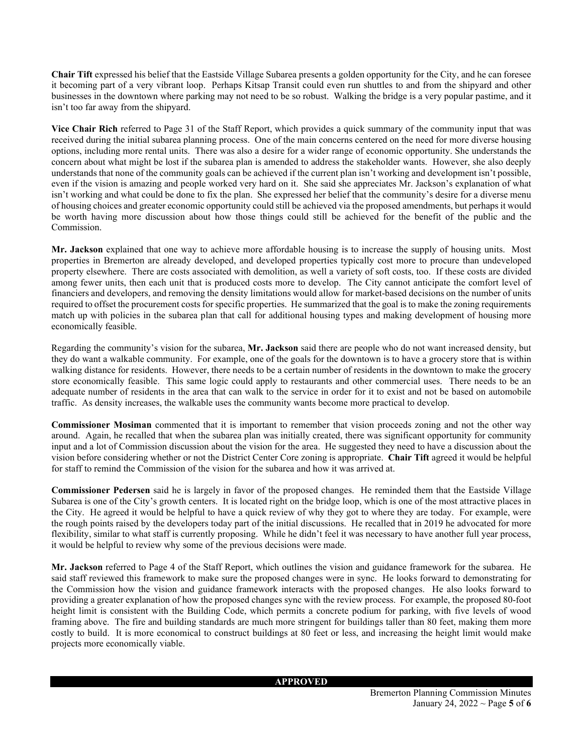**Chair Tift** expressed his belief that the Eastside Village Subarea presents a golden opportunity for the City, and he can foresee it becoming part of a very vibrant loop. Perhaps Kitsap Transit could even run shuttles to and from the shipyard and other businesses in the downtown where parking may not need to be so robust. Walking the bridge is a very popular pastime, and it isn't too far away from the shipyard.

**Vice Chair Rich** referred to Page 31 of the Staff Report, which provides a quick summary of the community input that was received during the initial subarea planning process. One of the main concerns centered on the need for more diverse housing options, including more rental units. There was also a desire for a wider range of economic opportunity. She understands the concern about what might be lost if the subarea plan is amended to address the stakeholder wants. However, she also deeply understands that none of the community goals can be achieved if the current plan isn't working and development isn't possible, even if the vision is amazing and people worked very hard on it. She said she appreciates Mr. Jackson's explanation of what isn't working and what could be done to fix the plan. She expressed her belief that the community's desire for a diverse menu of housing choices and greater economic opportunity could still be achieved via the proposed amendments, but perhaps it would be worth having more discussion about how those things could still be achieved for the benefit of the public and the Commission.

**Mr. Jackson** explained that one way to achieve more affordable housing is to increase the supply of housing units. Most properties in Bremerton are already developed, and developed properties typically cost more to procure than undeveloped property elsewhere. There are costs associated with demolition, as well a variety of soft costs, too. If these costs are divided among fewer units, then each unit that is produced costs more to develop. The City cannot anticipate the comfort level of financiers and developers, and removing the density limitations would allow for market-based decisions on the number of units required to offset the procurement costs for specific properties. He summarized that the goal is to make the zoning requirements match up with policies in the subarea plan that call for additional housing types and making development of housing more economically feasible.

Regarding the community's vision for the subarea, **Mr. Jackson** said there are people who do not want increased density, but they do want a walkable community. For example, one of the goals for the downtown is to have a grocery store that is within walking distance for residents. However, there needs to be a certain number of residents in the downtown to make the grocery store economically feasible. This same logic could apply to restaurants and other commercial uses. There needs to be an adequate number of residents in the area that can walk to the service in order for it to exist and not be based on automobile traffic. As density increases, the walkable uses the community wants become more practical to develop.

**Commissioner Mosiman** commented that it is important to remember that vision proceeds zoning and not the other way around. Again, he recalled that when the subarea plan was initially created, there was significant opportunity for community input and a lot of Commission discussion about the vision for the area. He suggested they need to have a discussion about the vision before considering whether or not the District Center Core zoning is appropriate. **Chair Tift** agreed it would be helpful for staff to remind the Commission of the vision for the subarea and how it was arrived at.

**Commissioner Pedersen** said he is largely in favor of the proposed changes. He reminded them that the Eastside Village Subarea is one of the City's growth centers. It is located right on the bridge loop, which is one of the most attractive places in the City. He agreed it would be helpful to have a quick review of why they got to where they are today. For example, were the rough points raised by the developers today part of the initial discussions. He recalled that in 2019 he advocated for more flexibility, similar to what staff is currently proposing. While he didn't feel it was necessary to have another full year process, it would be helpful to review why some of the previous decisions were made.

**Mr. Jackson** referred to Page 4 of the Staff Report, which outlines the vision and guidance framework for the subarea. He said staff reviewed this framework to make sure the proposed changes were in sync. He looks forward to demonstrating for the Commission how the vision and guidance framework interacts with the proposed changes. He also looks forward to providing a greater explanation of how the proposed changes sync with the review process. For example, the proposed 80-foot height limit is consistent with the Building Code, which permits a concrete podium for parking, with five levels of wood framing above. The fire and building standards are much more stringent for buildings taller than 80 feet, making them more costly to build. It is more economical to construct buildings at 80 feet or less, and increasing the height limit would make projects more economically viable.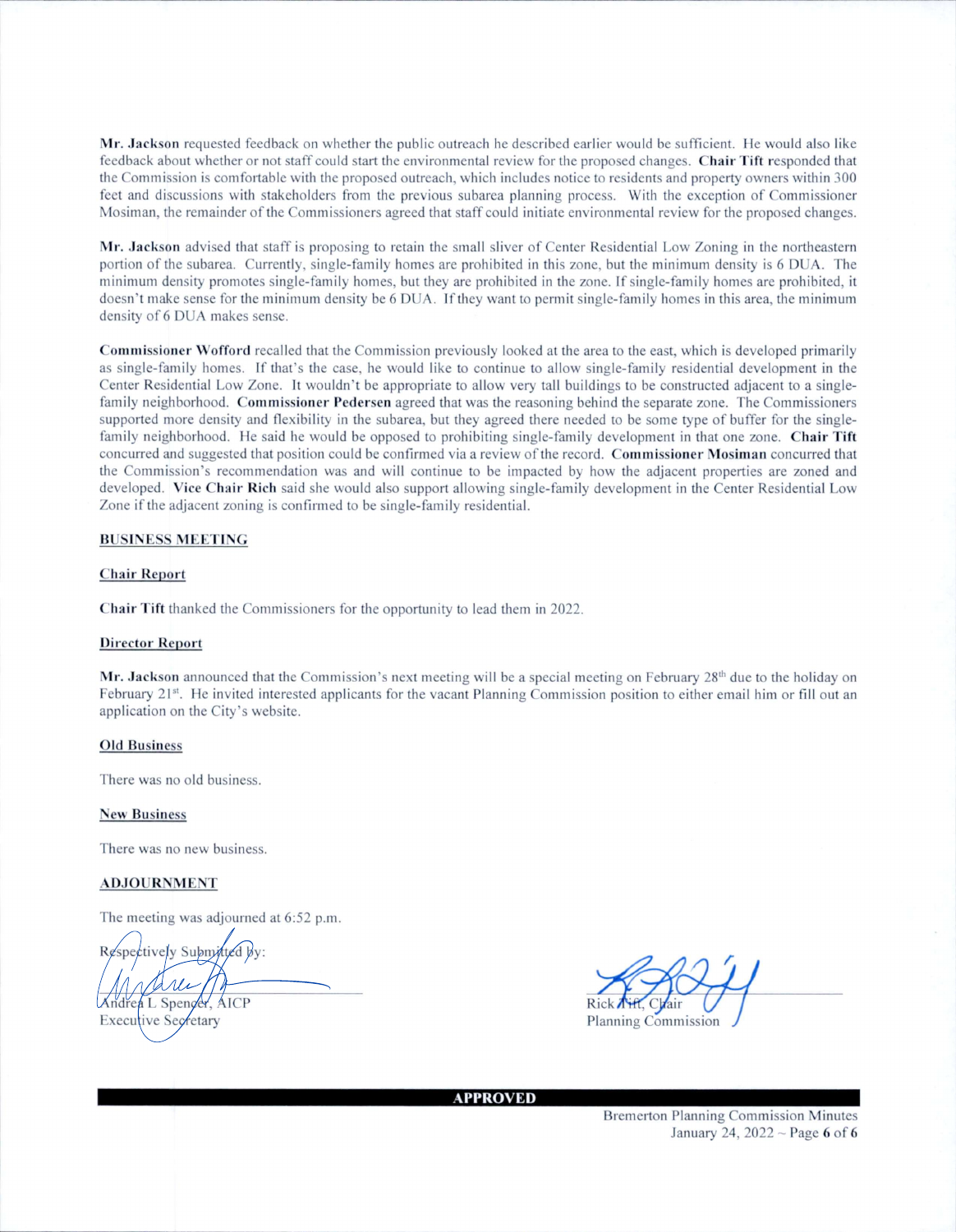**Mr. Jackson** requested feedback on whether the public outreach he described earlier would be sufficient. He would also like feedback about whether or not staff could start the environmental review for the proposed changes. **Chair Tift** responded that the Commission is comfortable with the proposed outreach, which includes notice to residents and property owners within 300 feet and discussions with stakeholders from the previous subarea planning process. With the exception of Commissioner Mosiman, the remainder of the Commissioners agreed that staff could initiate environmental review for the proposed changes.

**Mr. Jackson** advised that staff is proposing to retain the small sliver of Center Residential Low Zoning in the northeastern portion of the subarea. Currently, single-family homes are prohibited in this zone, but the minimum density is 6 DUA. The minimum density promotes single-family homes, but they are prohibited in the zone. If single-family homes are prohibited, it doesn't make sense for the minimum density be 6 DUA. If they want to permit single-family homes in this area, the minimum density of 6 DUA makes sense.

**Commissioner Wofford** recalled that the Commission previously looked at the area to the east, which is developed primarily as single-family homes. If that's the case, he would like to continue to allow single-family residential development in the Center Residential Low Zone. It wouldn't be appropriate to allow very tall buildings to be constructed adjacent to a single-family neighborhood. **Commissioner Pedersen** agreed that was the reasoning behind the separate zone. The Commissioners supported more density and flexibility in the subarea, but they agreed there needed to be some type of buffer for the single-family neighborhood. He said he would be opposed to prohibiting single-family development in that one zone. **Chair Tift** concurred and suggested that position could be confirmed via a review of the record. **Commissioner Mosiman** concurred that the Commission's recommendation was and will continue to be impacted by how the adjacent properties are zoned and developed. **Vice Chair Rich** said she would also support allowing single-family development in the Center Residential Low Zone if the adjacent zoning is confirmed to be single-family residential.

## BUSINESS MEETING

### Chair Report

**Chair Tift** thanked the Commissioners for the opportunity to lead them in 2022.

### Director Report

**Mr. Jackson** announced that the Commission's next meeting will be a special meeting on February 28th due to the holiday on February 21st. He invited interested applicants for the vacant Planning Commission position to either email him or fill out an application on the City's website.

### Old Business

There was no old business.

### New Business

There was no new business.

## ADJOURNMENT

The meeting was adjourned at 6:52 p.m.

Respectively Submitted by:

Andrea L Spencer, AICP
Executive Secretary

Rick Tift, Chair
Planning Commission

**APPROVED**